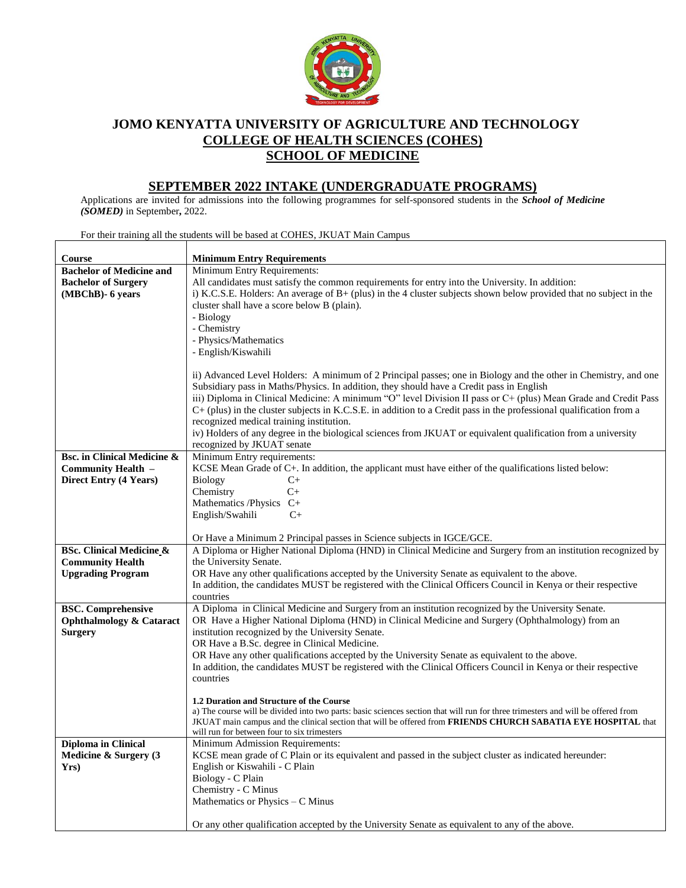# JOMO KENYATTA UNIVERSITY OF AGRICULTURE AND TECHNOLOGY
## COLLEGE OF HEALTH SCIENCES (COHES)
## SCHOOL OF MEDICINE

## SEPTEMBER 2022 INTAKE (UNDERGRADUATE PROGRAMS)

Applications are invited for admissions into the following programmes for self-sponsored students in the ***School of Medicine (SOMED)*** in September**,** 2022.

For their training all the students will be based at COHES, JKUAT Main Campus

| **Course** | **Minimum Entry Requirements** |
|---|---|
| **Bachelor of Medicine and Bachelor of Surgery (MBChB)- 6 years** | Minimum Entry Requirements:<br>All candidates must satisfy the common requirements for entry into the University. In addition:<br>i) K.C.S.E. Holders: An average of B+ (plus) in the 4 cluster subjects shown below provided that no subject in the cluster shall have a score below B (plain).<br>- Biology<br>- Chemistry<br>- Physics/Mathematics<br>- English/Kiswahili<br><br>ii) Advanced Level Holders: A minimum of 2 Principal passes; one in Biology and the other in Chemistry, and one Subsidiary pass in Maths/Physics. In addition, they should have a Credit pass in English<br>iii) Diploma in Clinical Medicine: A minimum "O" level Division II pass or C+ (plus) Mean Grade and Credit Pass C+ (plus) in the cluster subjects in K.C.S.E. in addition to a Credit pass in the professional qualification from a recognized medical training institution.<br>iv) Holders of any degree in the biological sciences from JKUAT or equivalent qualification from a university recognized by JKUAT senate |
| **Bsc. in Clinical Medicine & Community Health – Direct Entry (4 Years)** | Minimum Entry requirements:<br>KCSE Mean Grade of C+. In addition, the applicant must have either of the qualifications listed below:<br>Biology C+<br>Chemistry C+<br>Mathematics /Physics C+<br>English/Swahili C+<br><br>Or Have a Minimum 2 Principal passes in Science subjects in IGCE/GCE. |
| **BSc. Clinical Medicine & Community Health Upgrading Program** | A Diploma or Higher National Diploma (HND) in Clinical Medicine and Surgery from an institution recognized by the University Senate.<br>OR Have any other qualifications accepted by the University Senate as equivalent to the above.<br>In addition, the candidates MUST be registered with the Clinical Officers Council in Kenya or their respective countries |
| **BSC. Comprehensive Ophthalmology & Cataract Surgery** | A Diploma in Clinical Medicine and Surgery from an institution recognized by the University Senate.<br>OR Have a Higher National Diploma (HND) in Clinical Medicine and Surgery (Ophthalmology) from an institution recognized by the University Senate.<br>OR Have a B.Sc. degree in Clinical Medicine.<br>OR Have any other qualifications accepted by the University Senate as equivalent to the above.<br>In addition, the candidates MUST be registered with the Clinical Officers Council in Kenya or their respective countries<br><br>**1.2 Duration and Structure of the Course**<br>a) The course will be divided into two parts: basic sciences section that will run for three trimesters and will be offered from JKUAT main campus and the clinical section that will be offered from **FRIENDS CHURCH SABATIA EYE HOSPITAL** that will run for between four to six trimesters |
| **Diploma in Clinical Medicine & Surgery (3 Yrs)** | Minimum Admission Requirements:<br>KCSE mean grade of C Plain or its equivalent and passed in the subject cluster as indicated hereunder:<br>English or Kiswahili - C Plain<br>Biology - C Plain<br>Chemistry - C Minus<br>Mathematics or Physics – C Minus<br><br>Or any other qualification accepted by the University Senate as equivalent to any of the above. |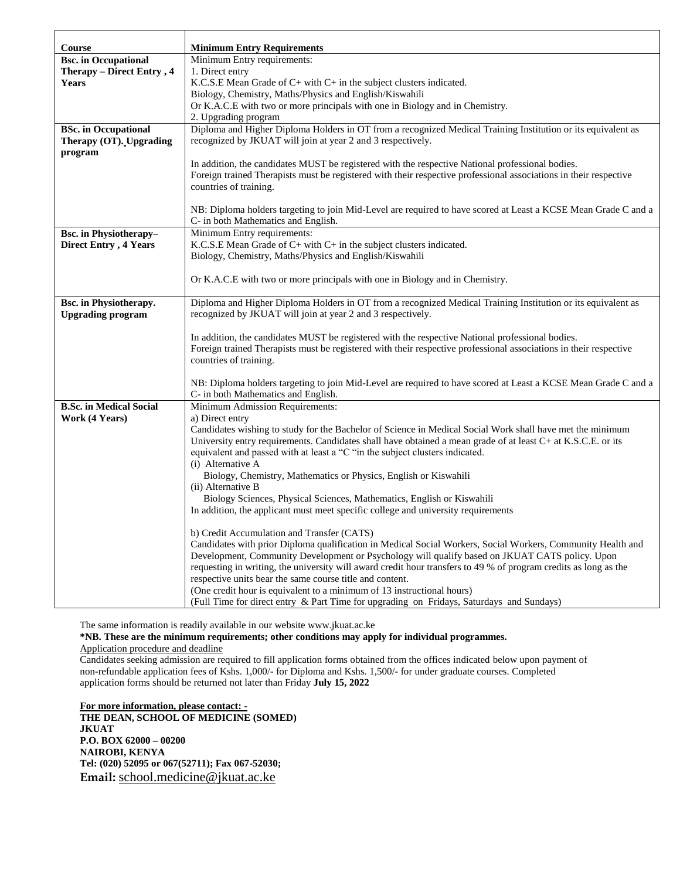| Course | Minimum Entry Requirements |
| --- | --- |
| **Bsc. in Occupational Therapy – Direct Entry , 4 Years** | Minimum Entry requirements:<br>1. Direct entry<br>K.C.S.E Mean Grade of C+ with C+ in the subject clusters indicated.<br>Biology, Chemistry, Maths/Physics and English/Kiswahili<br>Or K.A.C.E with two or more principals with one in Biology and in Chemistry.<br>2. Upgrading program |
| **BSc. in Occupational Therapy (OT). Upgrading program** | Diploma and Higher Diploma Holders in OT from a recognized Medical Training Institution or its equivalent as recognized by JKUAT will join at year 2 and 3 respectively.<br><br>In addition, the candidates MUST be registered with the respective National professional bodies.<br>Foreign trained Therapists must be registered with their respective professional associations in their respective countries of training.<br><br>NB: Diploma holders targeting to join Mid-Level are required to have scored at Least a KCSE Mean Grade C and a C- in both Mathematics and English. |
| **Bsc. in Physiotherapy– Direct Entry , 4 Years** | Minimum Entry requirements:<br>K.C.S.E Mean Grade of C+ with C+ in the subject clusters indicated.<br>Biology, Chemistry, Maths/Physics and English/Kiswahili<br><br>Or K.A.C.E with two or more principals with one in Biology and in Chemistry. |
| **Bsc. in Physiotherapy. Upgrading program** | Diploma and Higher Diploma Holders in OT from a recognized Medical Training Institution or its equivalent as recognized by JKUAT will join at year 2 and 3 respectively.<br><br>In addition, the candidates MUST be registered with the respective National professional bodies.<br>Foreign trained Therapists must be registered with their respective professional associations in their respective countries of training.<br><br>NB: Diploma holders targeting to join Mid-Level are required to have scored at Least a KCSE Mean Grade C and a C- in both Mathematics and English. |
| **B.Sc. in Medical Social Work (4 Years)** | Minimum Admission Requirements:<br>a) Direct entry<br>Candidates wishing to study for the Bachelor of Science in Medical Social Work shall have met the minimum University entry requirements. Candidates shall have obtained a mean grade of at least C+ at K.S.C.E. or its equivalent and passed with at least a "C "in the subject clusters indicated.<br>(i) Alternative A<br>Biology, Chemistry, Mathematics or Physics, English or Kiswahili<br>(ii) Alternative B<br>Biology Sciences, Physical Sciences, Mathematics, English or Kiswahili<br>In addition, the applicant must meet specific college and university requirements<br><br>b) Credit Accumulation and Transfer (CATS)<br>Candidates with prior Diploma qualification in Medical Social Workers, Social Workers, Community Health and Development, Community Development or Psychology will qualify based on JKUAT CATS policy. Upon requesting in writing, the university will award credit hour transfers to 49 % of program credits as long as the respective units bear the same course title and content.<br>(One credit hour is equivalent to a minimum of 13 instructional hours)<br>(Full Time for direct entry & Part Time for upgrading on Fridays, Saturdays and Sundays) |

The same information is readily available in our website www.jkuat.ac.ke

**\*NB. These are the minimum requirements; other conditions may apply for individual programmes.**

Application procedure and deadline

Candidates seeking admission are required to fill application forms obtained from the offices indicated below upon payment of non-refundable application fees of Kshs. 1,000/- for Diploma and Kshs. 1,500/- for under graduate courses. Completed application forms should be returned not later than Friday **July 15, 2022**

**For more information, please contact: -**
**THE DEAN, SCHOOL OF MEDICINE (SOMED)**
**JKUAT**
**P.O. BOX 62000 – 00200**
**NAIROBI, KENYA**
**Tel: (020) 52095 or 067(52711); Fax 067-52030;**
**Email:** school.medicine@jkuat.ac.ke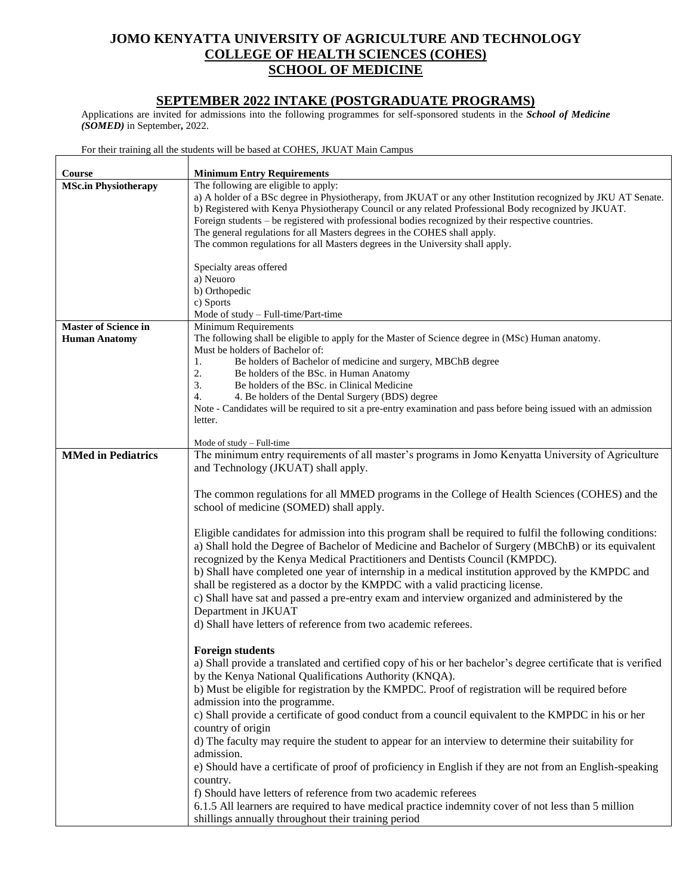# JOMO KENYATTA UNIVERSITY OF AGRICULTURE AND TECHNOLOGY
## COLLEGE OF HEALTH SCIENCES (COHES)
## SCHOOL OF MEDICINE

## SEPTEMBER 2022 INTAKE (POSTGRADUATE PROGRAMS)

Applications are invited for admissions into the following programmes for self-sponsored students in the ***School of Medicine (SOMED)*** in September**,** 2022.

For their training all the students will be based at COHES, JKUAT Main Campus

| **Course** | **Minimum Entry Requirements** |
|---|---|
| **MSc.in Physiotherapy** | The following are eligible to apply:<br>a) A holder of a BSc degree in Physiotherapy, from JKUAT or any other Institution recognized by JKU AT Senate.<br>b) Registered with Kenya Physiotherapy Council or any related Professional Body recognized by JKUAT.<br>Foreign students – be registered with professional bodies recognized by their respective countries.<br>The general regulations for all Masters degrees in the COHES shall apply.<br>The common regulations for all Masters degrees in the University shall apply.<br><br>Specialty areas offered<br>a) Neuoro<br>b) Orthopedic<br>c) Sports<br>Mode of study – Full-time/Part-time |
| **Master of Science in Human Anatomy** | Minimum Requirements<br>The following shall be eligible to apply for the Master of Science degree in (MSc) Human anatomy.<br>Must be holders of Bachelor of:<br>1. Be holders of Bachelor of medicine and surgery, MBChB degree<br>2. Be holders of the BSc. in Human Anatomy<br>3. Be holders of the BSc. in Clinical Medicine<br>4. 4. Be holders of the Dental Surgery (BDS) degree<br>Note - Candidates will be required to sit a pre-entry examination and pass before being issued with an admission letter.<br><br>Mode of study – Full-time |
| **MMed in Pediatrics** | The minimum entry requirements of all master's programs in Jomo Kenyatta University of Agriculture and Technology (JKUAT) shall apply.<br><br>The common regulations for all MMED programs in the College of Health Sciences (COHES) and the school of medicine (SOMED) shall apply.<br><br>Eligible candidates for admission into this program shall be required to fulfil the following conditions:<br>a) Shall hold the Degree of Bachelor of Medicine and Bachelor of Surgery (MBChB) or its equivalent recognized by the Kenya Medical Practitioners and Dentists Council (KMPDC).<br>b) Shall have completed one year of internship in a medical institution approved by the KMPDC and shall be registered as a doctor by the KMPDC with a valid practicing license.<br>c) Shall have sat and passed a pre-entry exam and interview organized and administered by the Department in JKUAT<br>d) Shall have letters of reference from two academic referees.<br><br>**Foreign students**<br>a) Shall provide a translated and certified copy of his or her bachelor's degree certificate that is verified by the Kenya National Qualifications Authority (KNQA).<br>b) Must be eligible for registration by the KMPDC. Proof of registration will be required before admission into the programme.<br>c) Shall provide a certificate of good conduct from a council equivalent to the KMPDC in his or her country of origin<br>d) The faculty may require the student to appear for an interview to determine their suitability for admission.<br>e) Should have a certificate of proof of proficiency in English if they are not from an English-speaking country.<br>f) Should have letters of reference from two academic referees<br>6.1.5 All learners are required to have medical practice indemnity cover of not less than 5 million shillings annually throughout their training period |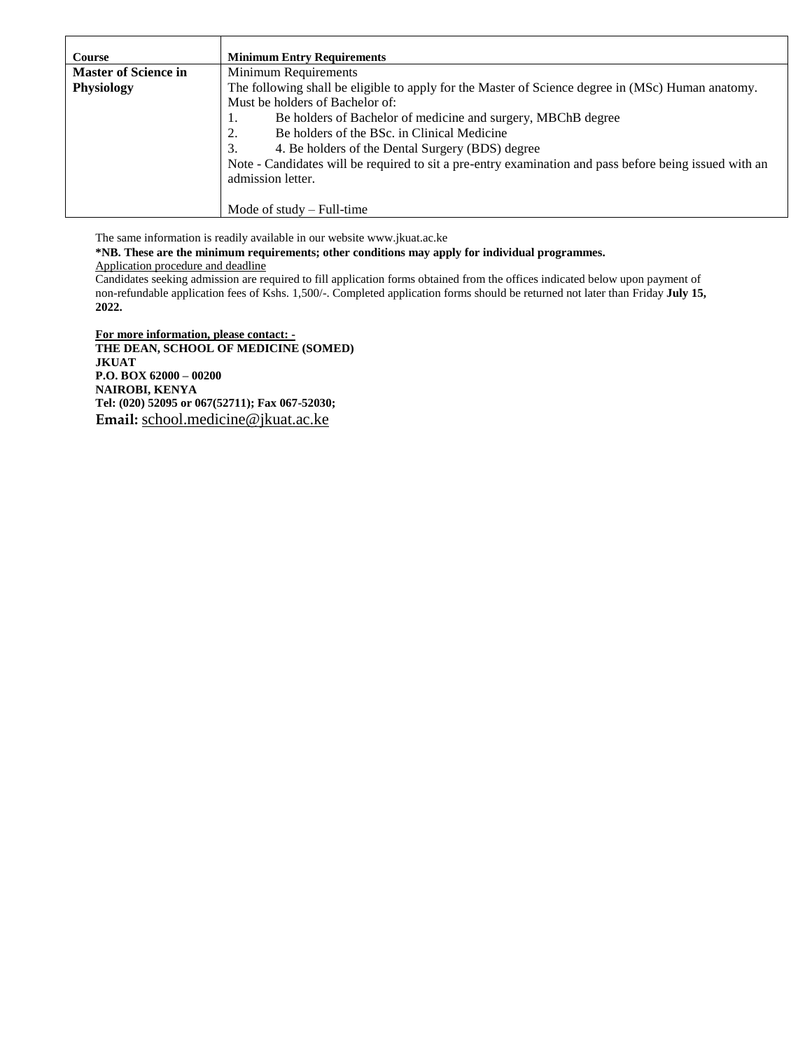| **Course** | **Minimum Entry Requirements** |
|---|---|
| **Master of Science in Physiology** | Minimum Requirements<br>The following shall be eligible to apply for the Master of Science degree in (MSc) Human anatomy.<br>Must be holders of Bachelor of:<br>1. Be holders of Bachelor of medicine and surgery, MBChB degree<br>2. Be holders of the BSc. in Clinical Medicine<br>3. 4. Be holders of the Dental Surgery (BDS) degree<br>Note - Candidates will be required to sit a pre-entry examination and pass before being issued with an admission letter.<br><br>Mode of study – Full-time |

The same information is readily available in our website www.jkuat.ac.ke

**\*NB. These are the minimum requirements; other conditions may apply for individual programmes.**

Application procedure and deadline

Candidates seeking admission are required to fill application forms obtained from the offices indicated below upon payment of non-refundable application fees of Kshs. 1,500/-. Completed application forms should be returned not later than Friday **July 15, 2022.**

**For more information, please contact: -**

**THE DEAN, SCHOOL OF MEDICINE (SOMED)**
**JKUAT**
**P.O. BOX 62000 – 00200**
**NAIROBI, KENYA**
**Tel: (020) 52095 or 067(52711); Fax 067-52030;**
**Email:** school.medicine@jkuat.ac.ke